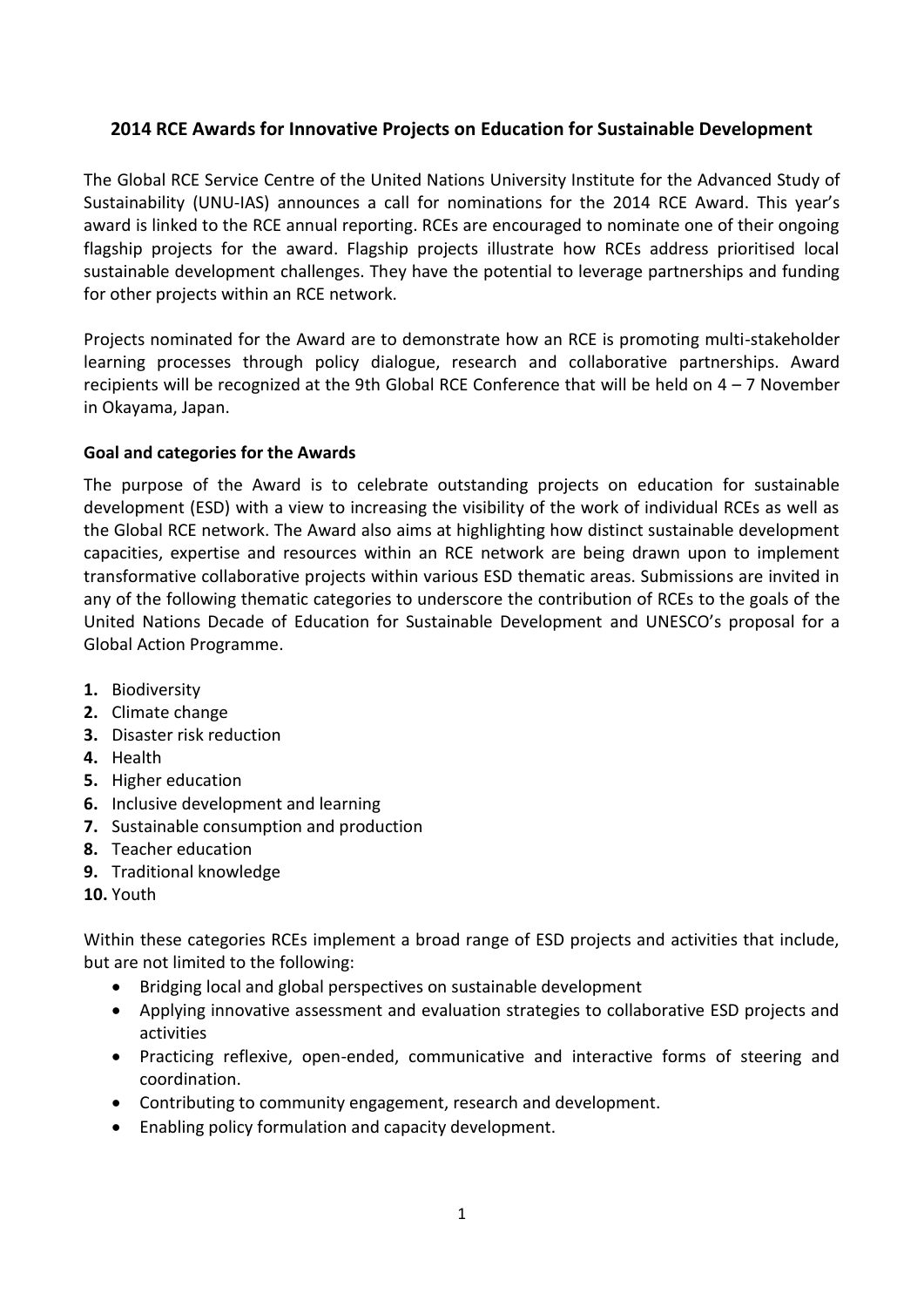## 2014 RCE Awards for Innovative Projects on Education for Sustainable Development

The Global RCE Service Centre of the United Nations University Institute for the Advanced Study of Sustainability (UNU-IAS) announces a call for nominations for the 2014 RCE Award. This year's award is linked to the RCE annual reporting. RCEs are encouraged to nominate one of their ongoing flagship projects for the award. Flagship projects illustrate how RCEs address prioritised local sustainable development challenges. They have the potential to leverage partnerships and funding for other projects within an RCE network.

Projects nominated for the Award are to demonstrate how an RCE is promoting multi-stakeholder learning processes through policy dialogue, research and collaborative partnerships. Award recipients will be recognized at the 9th Global RCE Conference that will be held on 4 – 7 November in Okayama, Japan.

### Goal and categories for the Awards

The purpose of the Award is to celebrate outstanding projects on education for sustainable development (ESD) with a view to increasing the visibility of the work of individual RCEs as well as the Global RCE network. The Award also aims at highlighting how distinct sustainable development capacities, expertise and resources within an RCE network are being drawn upon to implement transformative collaborative projects within various ESD thematic areas. Submissions are invited in any of the following thematic categories to underscore the contribution of RCEs to the goals of the United Nations Decade of Education for Sustainable Development and UNESCO's proposal for a Global Action Programme.

1. Biodiversity
2. Climate change
3. Disaster risk reduction
4. Health
5. Higher education
6. Inclusive development and learning
7. Sustainable consumption and production
8. Teacher education
9. Traditional knowledge
10. Youth

Within these categories RCEs implement a broad range of ESD projects and activities that include, but are not limited to the following:

- Bridging local and global perspectives on sustainable development
- Applying innovative assessment and evaluation strategies to collaborative ESD projects and activities
- Practicing reflexive, open-ended, communicative and interactive forms of steering and coordination.
- Contributing to community engagement, research and development.
- Enabling policy formulation and capacity development.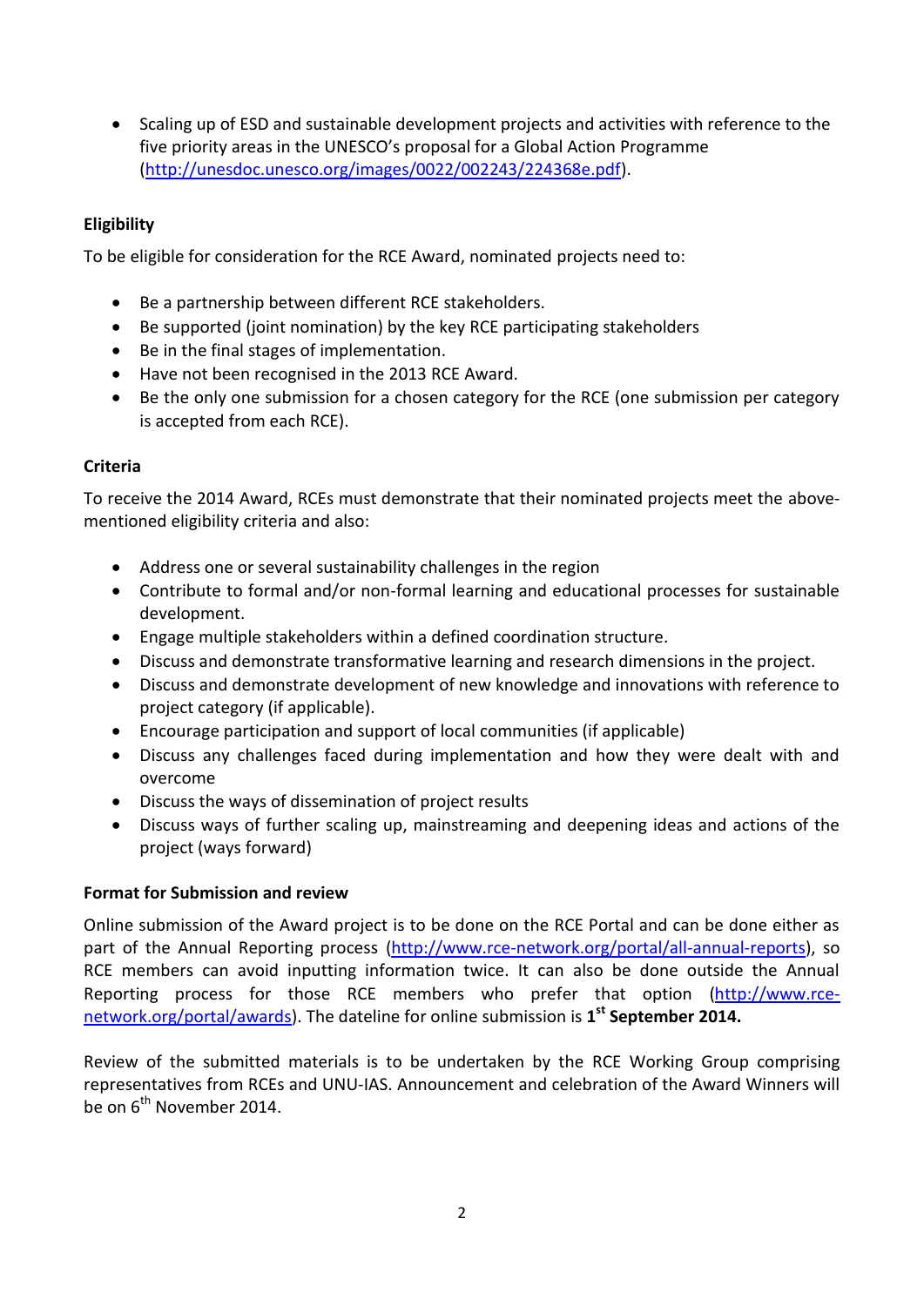- Scaling up of ESD and sustainable development projects and activities with reference to the five priority areas in the UNESCO's proposal for a Global Action Programme (http://unesdoc.unesco.org/images/0022/002243/224368e.pdf).

**Eligibility**

To be eligible for consideration for the RCE Award, nominated projects need to:

- Be a partnership between different RCE stakeholders.
- Be supported (joint nomination) by the key RCE participating stakeholders
- Be in the final stages of implementation.
- Have not been recognised in the 2013 RCE Award.
- Be the only one submission for a chosen category for the RCE (one submission per category is accepted from each RCE).

**Criteria**

To receive the 2014 Award, RCEs must demonstrate that their nominated projects meet the above-mentioned eligibility criteria and also:

- Address one or several sustainability challenges in the region
- Contribute to formal and/or non-formal learning and educational processes for sustainable development.
- Engage multiple stakeholders within a defined coordination structure.
- Discuss and demonstrate transformative learning and research dimensions in the project.
- Discuss and demonstrate development of new knowledge and innovations with reference to project category (if applicable).
- Encourage participation and support of local communities (if applicable)
- Discuss any challenges faced during implementation and how they were dealt with and overcome
- Discuss the ways of dissemination of project results
- Discuss ways of further scaling up, mainstreaming and deepening ideas and actions of the project (ways forward)

**Format for Submission and review**

Online submission of the Award project is to be done on the RCE Portal and can be done either as part of the Annual Reporting process (http://www.rce-network.org/portal/all-annual-reports), so RCE members can avoid inputting information twice. It can also be done outside the Annual Reporting process for those RCE members who prefer that option (http://www.rce-network.org/portal/awards). The dateline for online submission is **1st September 2014.**

Review of the submitted materials is to be undertaken by the RCE Working Group comprising representatives from RCEs and UNU-IAS. Announcement and celebration of the Award Winners will be on 6th November 2014.